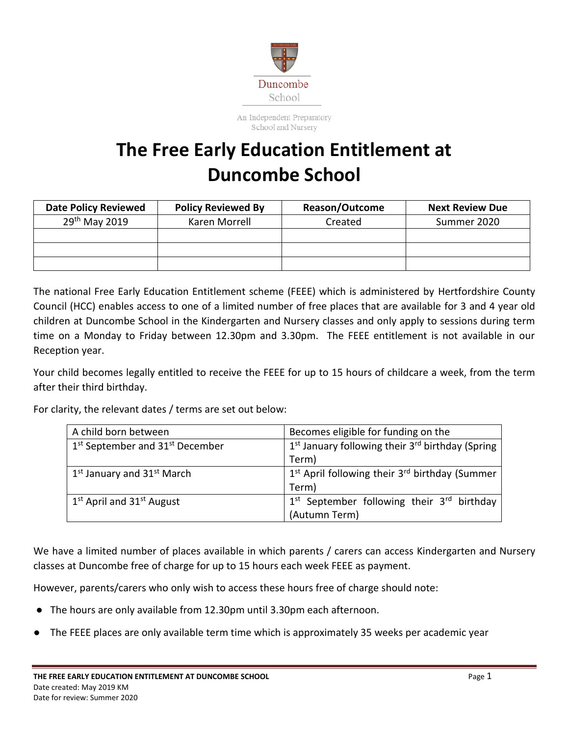Duncombe School

An Independent Preparatory School and Nursery

# The Free Early Education Entitlement at Duncombe School

| Date Policy Reviewed | Policy Reviewed By | Reason/Outcome | Next Review Due |
|---|---|---|---|
| 29th May 2019 | Karen Morrell | Created | Summer 2020 |
| | | | |
| | | | |
| | | | |

The national Free Early Education Entitlement scheme (FEEE) which is administered by Hertfordshire County Council (HCC) enables access to one of a limited number of free places that are available for 3 and 4 year old children at Duncombe School in the Kindergarten and Nursery classes and only apply to sessions during term time on a Monday to Friday between 12.30pm and 3.30pm. The FEEE entitlement is not available in our Reception year.

Your child becomes legally entitled to receive the FEEE for up to 15 hours of childcare a week, from the term after their third birthday.

For clarity, the relevant dates / terms are set out below:

| A child born between | Becomes eligible for funding on the |
|---|---|
| 1st September and 31st December | 1st January following their 3rd birthday (Spring Term) |
| 1st January and 31st March | 1st April following their 3rd birthday (Summer Term) |
| 1st April and 31st August | 1st September following their 3rd birthday (Autumn Term) |

We have a limited number of places available in which parents / carers can access Kindergarten and Nursery classes at Duncombe free of charge for up to 15 hours each week FEEE as payment.

However, parents/carers who only wish to access these hours free of charge should note:

- The hours are only available from 12.30pm until 3.30pm each afternoon.
- The FEEE places are only available term time which is approximately 35 weeks per academic year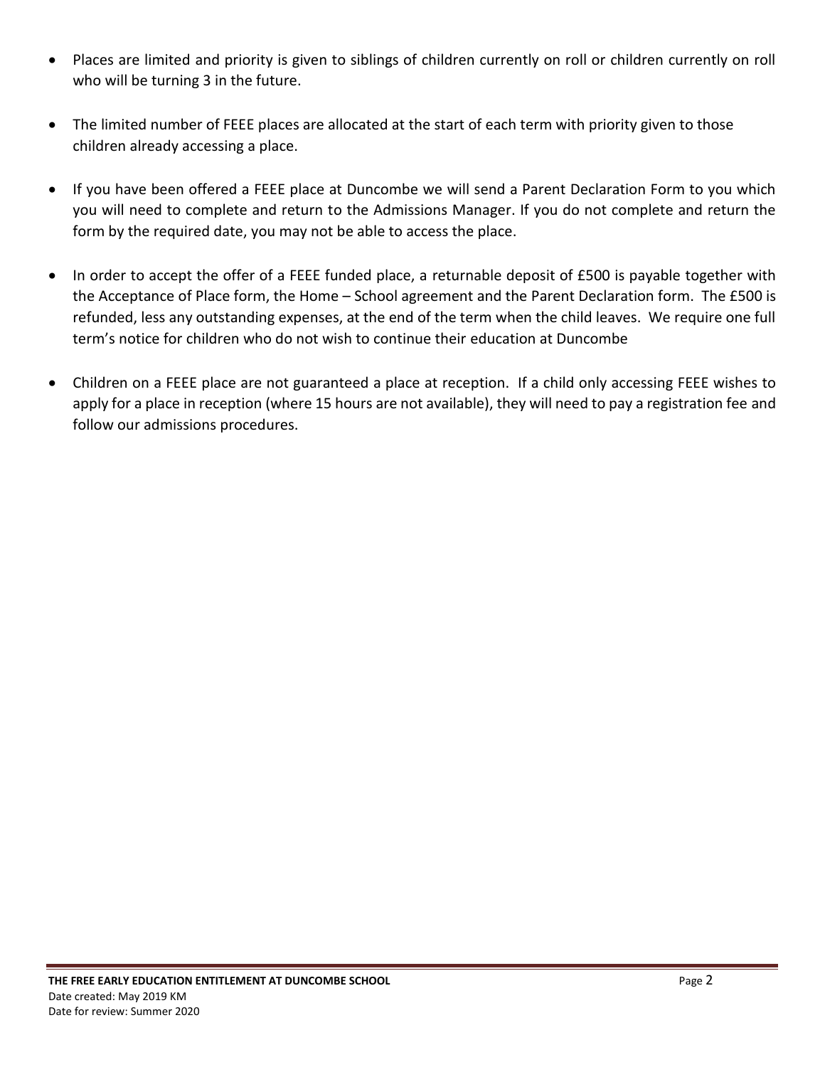- Places are limited and priority is given to siblings of children currently on roll or children currently on roll who will be turning 3 in the future.

- The limited number of FEEE places are allocated at the start of each term with priority given to those children already accessing a place.

- If you have been offered a FEEE place at Duncombe we will send a Parent Declaration Form to you which you will need to complete and return to the Admissions Manager. If you do not complete and return the form by the required date, you may not be able to access the place.

- In order to accept the offer of a FEEE funded place, a returnable deposit of £500 is payable together with the Acceptance of Place form, the Home – School agreement and the Parent Declaration form. The £500 is refunded, less any outstanding expenses, at the end of the term when the child leaves. We require one full term's notice for children who do not wish to continue their education at Duncombe

- Children on a FEEE place are not guaranteed a place at reception. If a child only accessing FEEE wishes to apply for a place in reception (where 15 hours are not available), they will need to pay a registration fee and follow our admissions procedures.